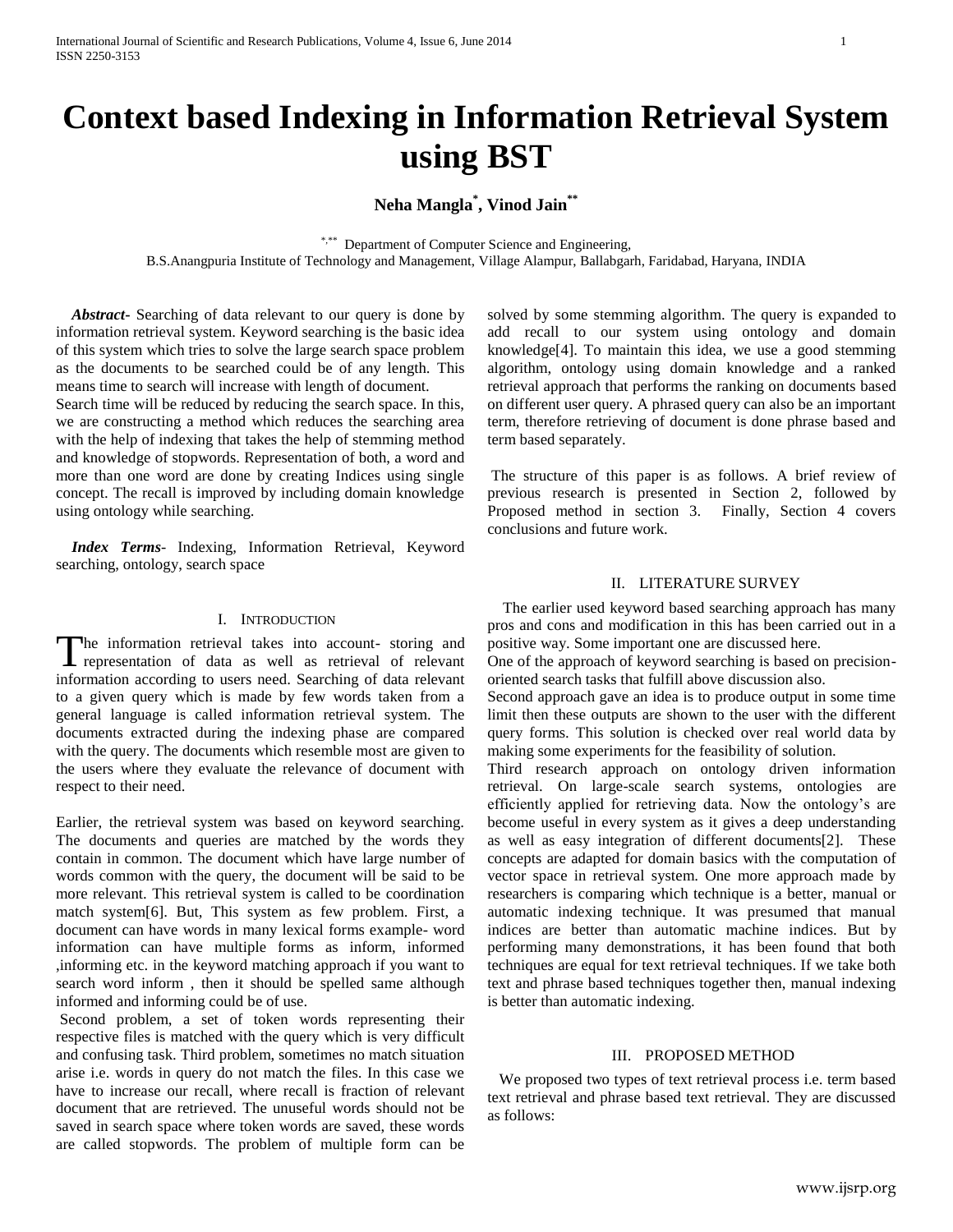# Context based Indexing in Information Retrieval System using BST

**Neha Mangla[*], Vinod Jain[**]**

[*,**] Department of Computer Science and Engineering,
B.S.Anangpuria Institute of Technology and Management, Village Alampur, Ballabgarh, Faridabad, Haryana, INDIA

***Abstract-*** Searching of data relevant to our query is done by information retrieval system. Keyword searching is the basic idea of this system which tries to solve the large search space problem as the documents to be searched could be of any length. This means time to search will increase with length of document.
Search time will be reduced by reducing the search space. In this, we are constructing a method which reduces the searching area with the help of indexing that takes the help of stemming method and knowledge of stopwords. Representation of both, a word and more than one word are done by creating Indices using single concept. The recall is improved by including domain knowledge using ontology while searching.

***Index Terms-*** Indexing, Information Retrieval, Keyword searching, ontology, search space

## I. Introduction

The information retrieval takes into account- storing and representation of data as well as retrieval of relevant information according to users need. Searching of data relevant to a given query which is made by few words taken from a general language is called information retrieval system. The documents extracted during the indexing phase are compared with the query. The documents which resemble most are given to the users where they evaluate the relevance of document with respect to their need.

Earlier, the retrieval system was based on keyword searching. The documents and queries are matched by the words they contain in common. The document which have large number of words common with the query, the document will be said to be more relevant. This retrieval system is called to be coordination match system[6]. But, This system as few problem. First, a document can have words in many lexical forms example- word information can have multiple forms as inform, informed ,informing etc. in the keyword matching approach if you want to search word inform , then it should be spelled same although informed and informing could be of use.

Second problem, a set of token words representing their respective files is matched with the query which is very difficult and confusing task. Third problem, sometimes no match situation arise i.e. words in query do not match the files. In this case we have to increase our recall, where recall is fraction of relevant document that are retrieved. The unuseful words should not be saved in search space where token words are saved, these words are called stopwords. The problem of multiple form can be solved by some stemming algorithm. The query is expanded to add recall to our system using ontology and domain knowledge[4]. To maintain this idea, we use a good stemming algorithm, ontology using domain knowledge and a ranked retrieval approach that performs the ranking on documents based on different user query. A phrased query can also be an important term, therefore retrieving of document is done phrase based and term based separately.

The structure of this paper is as follows. A brief review of previous research is presented in Section 2, followed by Proposed method in section 3. Finally, Section 4 covers conclusions and future work.

## II. Literature Survey

The earlier used keyword based searching approach has many pros and cons and modification in this has been carried out in a positive way. Some important one are discussed here.
One of the approach of keyword searching is based on precision-oriented search tasks that fulfill above discussion also.
Second approach gave an idea is to produce output in some time limit then these outputs are shown to the user with the different query forms. This solution is checked over real world data by making some experiments for the feasibility of solution.
Third research approach on ontology driven information retrieval. On large-scale search systems, ontologies are efficiently applied for retrieving data. Now the ontology's are become useful in every system as it gives a deep understanding as well as easy integration of different documents[2]. These concepts are adapted for domain basics with the computation of vector space in retrieval system. One more approach made by researchers is comparing which technique is a better, manual or automatic indexing technique. It was presumed that manual indices are better than automatic machine indices. But by performing many demonstrations, it has been found that both techniques are equal for text retrieval techniques. If we take both text and phrase based techniques together then, manual indexing is better than automatic indexing.

## III. Proposed Method

We proposed two types of text retrieval process i.e. term based text retrieval and phrase based text retrieval. They are discussed as follows: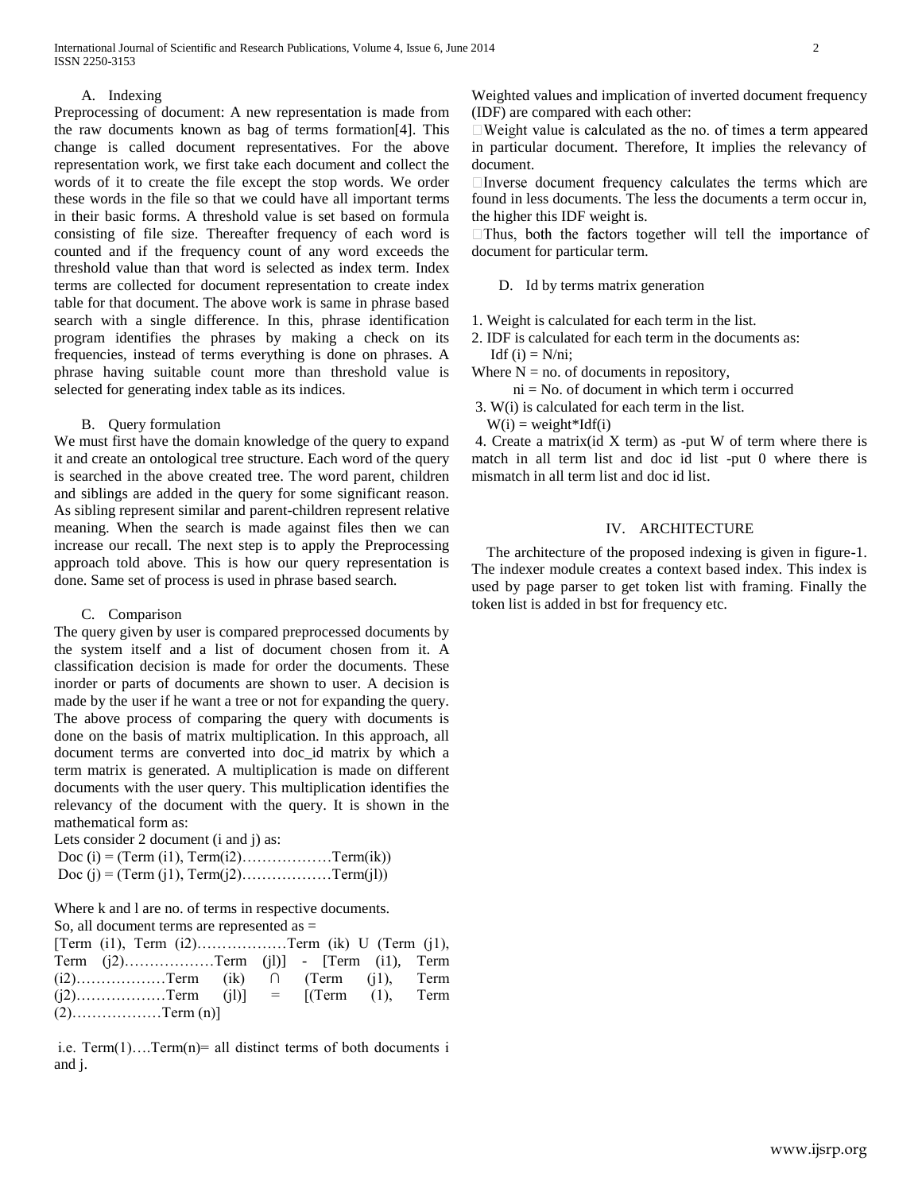### A. Indexing

Preprocessing of document: A new representation is made from the raw documents known as bag of terms formation[4]. This change is called document representatives. For the above representation work, we first take each document and collect the words of it to create the file except the stop words. We order these words in the file so that we could have all important terms in their basic forms. A threshold value is set based on formula consisting of file size. Thereafter frequency of each word is counted and if the frequency count of any word exceeds the threshold value than that word is selected as index term. Index terms are collected for document representation to create index table for that document. The above work is same in phrase based search with a single difference. In this, phrase identification program identifies the phrases by making a check on its frequencies, instead of terms everything is done on phrases. A phrase having suitable count more than threshold value is selected for generating index table as its indices.

### B. Query formulation

We must first have the domain knowledge of the query to expand it and create an ontological tree structure. Each word of the query is searched in the above created tree. The word parent, children and siblings are added in the query for some significant reason. As sibling represent similar and parent-children represent relative meaning. When the search is made against files then we can increase our recall. The next step is to apply the Preprocessing approach told above. This is how our query representation is done. Same set of process is used in phrase based search.

### C. Comparison

The query given by user is compared preprocessed documents by the system itself and a list of document chosen from it. A classification decision is made for order the documents. These inorder or parts of documents are shown to user. A decision is made by the user if he want a tree or not for expanding the query. The above process of comparing the query with documents is done on the basis of matrix multiplication. In this approach, all document terms are converted into doc_id matrix by which a term matrix is generated. A multiplication is made on different documents with the user query. This multiplication identifies the relevancy of the document with the query. It is shown in the mathematical form as:

Lets consider 2 document (i and j) as:

Doc (i) = (Term (i1), Term(i2)………………Term(ik))

Doc (j) = (Term (j1), Term(j2)………………Term(jl))

Where k and l are no. of terms in respective documents.

So, all document terms are represented as =

[Term (i1), Term (i2)………………Term (ik) U (Term (j1), Term (j2)………………Term (jl)] - [Term (i1), Term (i2)………………Term (ik) ∩ (Term (j1), Term (j2)………………Term (jl)] = [(Term (1), Term (2)………………Term (n)]

i.e. Term(1)….Term(n)= all distinct terms of both documents i and j.

Weighted values and implication of inverted document frequency (IDF) are compared with each other:

- Weight value is calculated as the no. of times a term appeared in particular document. Therefore, It implies the relevancy of document.
- Inverse document frequency calculates the terms which are found in less documents. The less the documents a term occur in, the higher this IDF weight is.
- Thus, both the factors together will tell the importance of document for particular term.

### D. Id by terms matrix generation

1. Weight is calculated for each term in the list.
2. IDF is calculated for each term in the documents as:
   Idf (i) = N/ni;

Where N = no. of documents in repository,

ni = No. of document in which term i occurred

3. W(i) is calculated for each term in the list.
   W(i) = weight*Idf(i)
4. Create a matrix(id X term) as -put W of term where there is match in all term list and doc id list -put 0 where there is mismatch in all term list and doc id list.

## IV. ARCHITECTURE

The architecture of the proposed indexing is given in figure-1. The indexer module creates a context based index. This index is used by page parser to get token list with framing. Finally the token list is added in bst for frequency etc.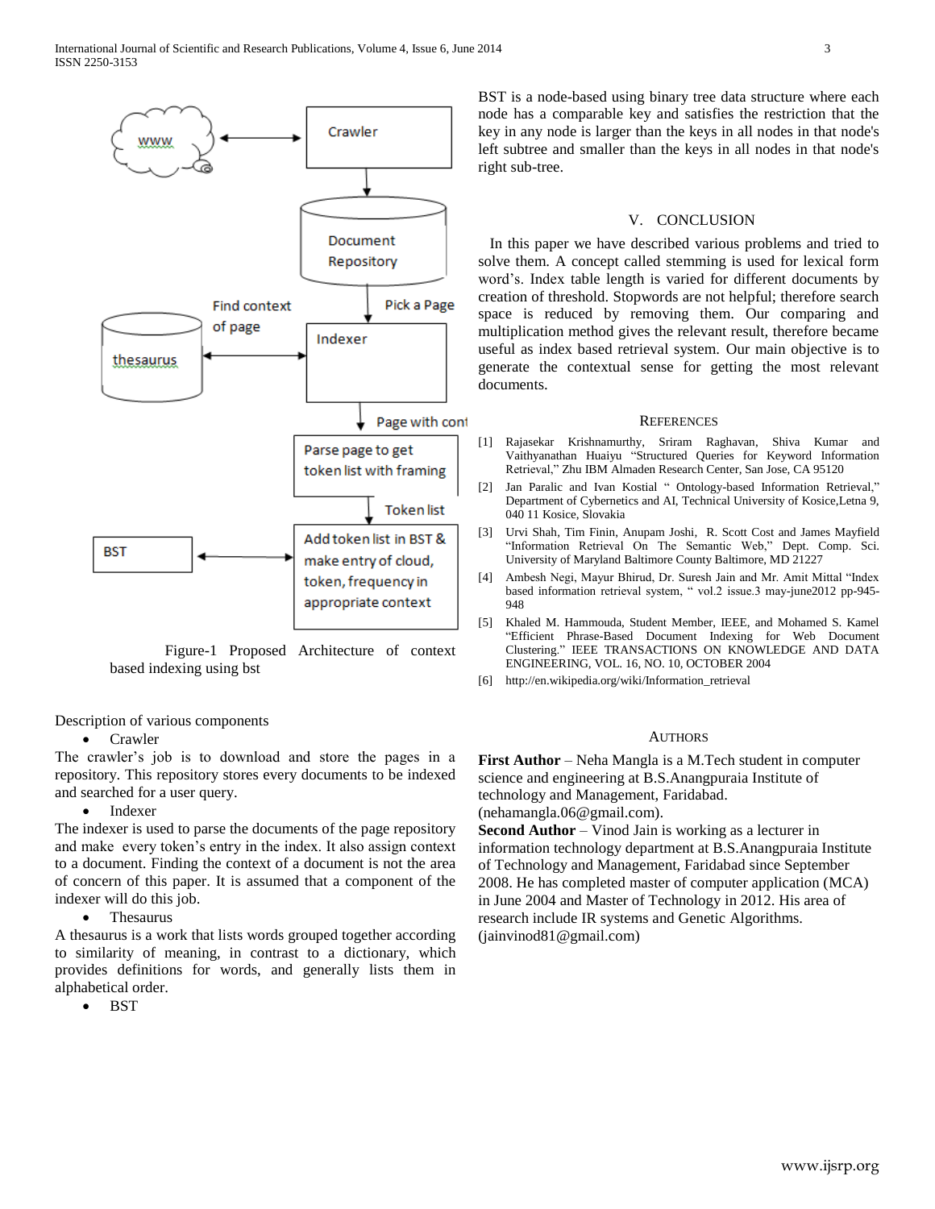Figure-1 Proposed Architecture of context based indexing using bst

Description of various components

- Crawler

The crawler's job is to download and store the pages in a repository. This repository stores every documents to be indexed and searched for a user query.

- Indexer

The indexer is used to parse the documents of the page repository and make every token's entry in the index. It also assign context to a document. Finding the context of a document is not the area of concern of this paper. It is assumed that a component of the indexer will do this job.

- Thesaurus

A thesaurus is a work that lists words grouped together according to similarity of meaning, in contrast to a dictionary, which provides definitions for words, and generally lists them in alphabetical order.

- BST

BST is a node-based using binary tree data structure where each node has a comparable key and satisfies the restriction that the key in any node is larger than the keys in all nodes in that node's left subtree and smaller than the keys in all nodes in that node's right sub-tree.

## V. CONCLUSION

In this paper we have described various problems and tried to solve them. A concept called stemming is used for lexical form word's. Index table length is varied for different documents by creation of threshold. Stopwords are not helpful; therefore search space is reduced by removing them. Our comparing and multiplication method gives the relevant result, therefore became useful as index based retrieval system. Our main objective is to generate the contextual sense for getting the most relevant documents.

## REFERENCES

[1] Rajasekar Krishnamurthy, Sriram Raghavan, Shiva Kumar and Vaithyanathan Huaiyu "Structured Queries for Keyword Information Retrieval," Zhu IBM Almaden Research Center, San Jose, CA 95120

[2] Jan Paralic and Ivan Kostial " Ontology-based Information Retrieval," Department of Cybernetics and AI, Technical University of Kosice,Letna 9, 040 11 Kosice, Slovakia

[3] Urvi Shah, Tim Finin, Anupam Joshi, R. Scott Cost and James Mayfield "Information Retrieval On The Semantic Web," Dept. Comp. Sci. University of Maryland Baltimore County Baltimore, MD 21227

[4] Ambesh Negi, Mayur Bhirud, Dr. Suresh Jain and Mr. Amit Mittal "Index based information retrieval system, " vol.2 issue.3 may-june2012 pp-945-948

[5] Khaled M. Hammouda, Student Member, IEEE, and Mohamed S. Kamel "Efficient Phrase-Based Document Indexing for Web Document Clustering." IEEE TRANSACTIONS ON KNOWLEDGE AND DATA ENGINEERING, VOL. 16, NO. 10, OCTOBER 2004

[6] http://en.wikipedia.org/wiki/Information_retrieval

## AUTHORS

**First Author** – Neha Mangla is a M.Tech student in computer science and engineering at B.S.Anangpuraia Institute of technology and Management, Faridabad. (nehamangla.06@gmail.com).

**Second Author** – Vinod Jain is working as a lecturer in information technology department at B.S.Anangpuraia Institute of Technology and Management, Faridabad since September 2008. He has completed master of computer application (MCA) in June 2004 and Master of Technology in 2012. His area of research include IR systems and Genetic Algorithms. (jainvinod81@gmail.com)